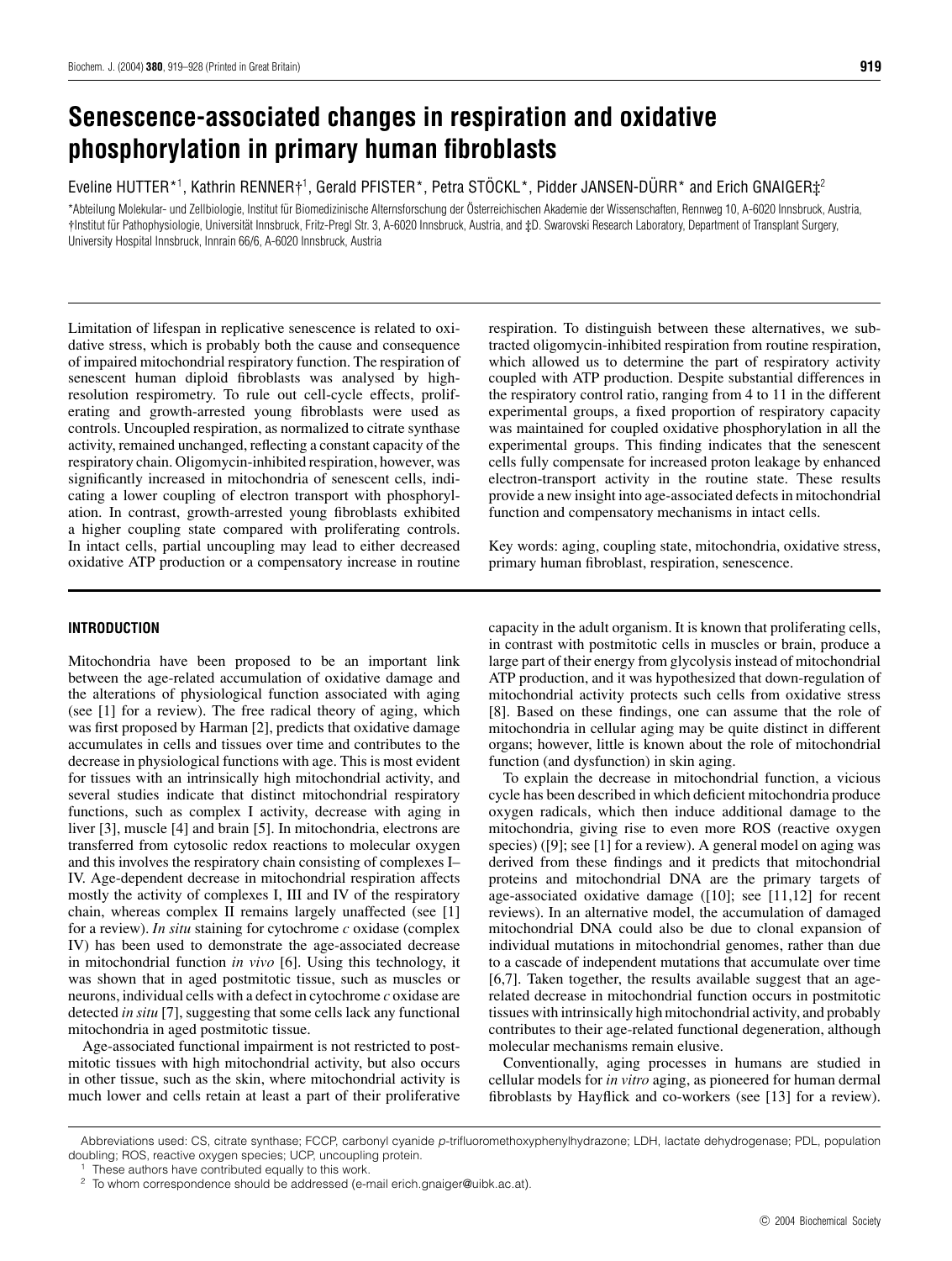# Senescence-associated changes in respiration and oxidative phosphorylation in primary human fibroblasts

Eveline HUTTER*[1], Kathrin RENNER†[1], Gerald PFISTER*, Petra STÖCKL*, Pidder JANSEN-DÜRR* and Erich GNAIGER‡[2]

*Abteilung Molekular- und Zellbiologie, Institut für Biomedizinische Alternsforschung der Österreichischen Akademie der Wissenschaften, Rennweg 10, A-6020 Innsbruck, Austria, †Institut für Pathophysiologie, Universität Innsbruck, Fritz-Pregl Str. 3, A-6020 Innsbruck, Austria, and ‡D. Swarovski Research Laboratory, Department of Transplant Surgery, University Hospital Innsbruck, Innrain 66/6, A-6020 Innsbruck, Austria

Limitation of lifespan in replicative senescence is related to oxidative stress, which is probably both the cause and consequence of impaired mitochondrial respiratory function. The respiration of senescent human diploid fibroblasts was analysed by high-resolution respirometry. To rule out cell-cycle effects, proliferating and growth-arrested young fibroblasts were used as controls. Uncoupled respiration, as normalized to citrate synthase activity, remained unchanged, reflecting a constant capacity of the respiratory chain. Oligomycin-inhibited respiration, however, was significantly increased in mitochondria of senescent cells, indicating a lower coupling of electron transport with phosphorylation. In contrast, growth-arrested young fibroblasts exhibited a higher coupling state compared with proliferating controls. In intact cells, partial uncoupling may lead to either decreased oxidative ATP production or a compensatory increase in routine respiration. To distinguish between these alternatives, we subtracted oligomycin-inhibited respiration from routine respiration, which allowed us to determine the part of respiratory activity coupled with ATP production. Despite substantial differences in the respiratory control ratio, ranging from 4 to 11 in the different experimental groups, a fixed proportion of respiratory capacity was maintained for coupled oxidative phosphorylation in all the experimental groups. This finding indicates that the senescent cells fully compensate for increased proton leakage by enhanced electron-transport activity in the routine state. These results provide a new insight into age-associated defects in mitochondrial function and compensatory mechanisms in intact cells.

Key words: aging, coupling state, mitochondria, oxidative stress, primary human fibroblast, respiration, senescence.

## INTRODUCTION

Mitochondria have been proposed to be an important link between the age-related accumulation of oxidative damage and the alterations of physiological function associated with aging (see [1] for a review). The free radical theory of aging, which was first proposed by Harman [2], predicts that oxidative damage accumulates in cells and tissues over time and contributes to the decrease in physiological functions with age. This is most evident for tissues with an intrinsically high mitochondrial activity, and several studies indicate that distinct mitochondrial respiratory functions, such as complex I activity, decrease with aging in liver [3], muscle [4] and brain [5]. In mitochondria, electrons are transferred from cytosolic redox reactions to molecular oxygen and this involves the respiratory chain consisting of complexes I–IV. Age-dependent decrease in mitochondrial respiration affects mostly the activity of complexes I, III and IV of the respiratory chain, whereas complex II remains largely unaffected (see [1] for a review). *In situ* staining for cytochrome *c* oxidase (complex IV) has been used to demonstrate the age-associated decrease in mitochondrial function *in vivo* [6]. Using this technology, it was shown that in aged postmitotic tissue, such as muscles or neurons, individual cells with a defect in cytochrome *c* oxidase are detected *in situ* [7], suggesting that some cells lack any functional mitochondria in aged postmitotic tissue.

Age-associated functional impairment is not restricted to postmitotic tissues with high mitochondrial activity, but also occurs in other tissue, such as the skin, where mitochondrial activity is much lower and cells retain at least a part of their proliferative capacity in the adult organism. It is known that proliferating cells, in contrast with postmitotic cells in muscles or brain, produce a large part of their energy from glycolysis instead of mitochondrial ATP production, and it was hypothesized that down-regulation of mitochondrial activity protects such cells from oxidative stress [8]. Based on these findings, one can assume that the role of mitochondria in cellular aging may be quite distinct in different organs; however, little is known about the role of mitochondrial function (and dysfunction) in skin aging.

To explain the decrease in mitochondrial function, a vicious cycle has been described in which deficient mitochondria produce oxygen radicals, which then induce additional damage to the mitochondria, giving rise to even more ROS (reactive oxygen species) ([9]; see [1] for a review). A general model on aging was derived from these findings and it predicts that mitochondrial proteins and mitochondrial DNA are the primary targets of age-associated oxidative damage ([10]; see [11,12] for recent reviews). In an alternative model, the accumulation of damaged mitochondrial DNA could also be due to clonal expansion of individual mutations in mitochondrial genomes, rather than due to a cascade of independent mutations that accumulate over time [6,7]. Taken together, the results available suggest that an age-related decrease in mitochondrial function occurs in postmitotic tissues with intrinsically high mitochondrial activity, and probably contributes to their age-related functional degeneration, although molecular mechanisms remain elusive.

Conventionally, aging processes in humans are studied in cellular models for *in vitro* aging, as pioneered for human dermal fibroblasts by Hayflick and co-workers (see [13] for a review).

Abbreviations used: CS, citrate synthase; FCCP, carbonyl cyanide *p*-trifluoromethoxyphenylhydrazone; LDH, lactate dehydrogenase; PDL, population doubling; ROS, reactive oxygen species; UCP, uncoupling protein.

[1] These authors have contributed equally to this work.

[2] To whom correspondence should be addressed (e-mail erich.gnaiger@uibk.ac.at).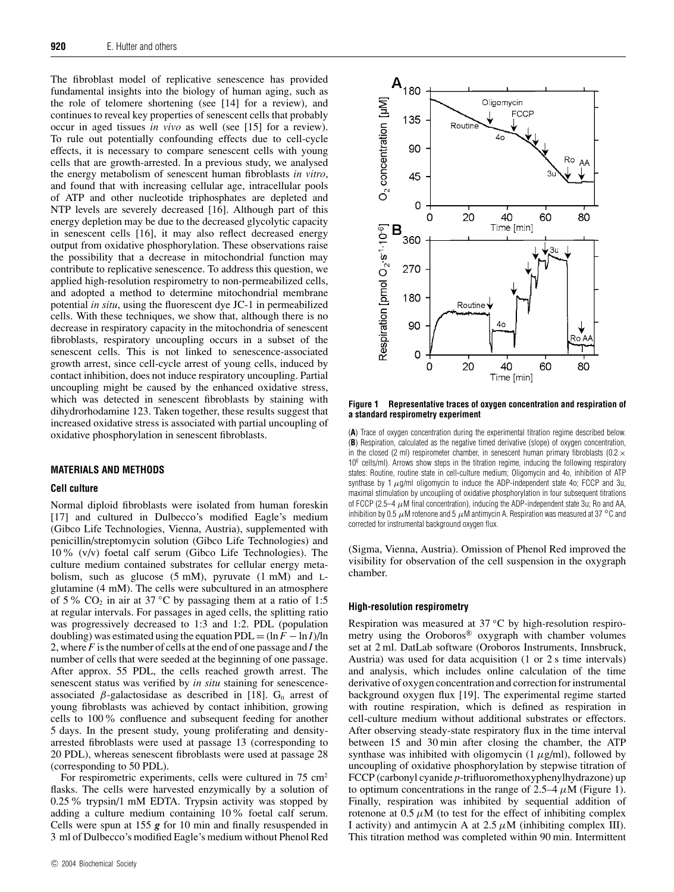The fibroblast model of replicative senescence has provided fundamental insights into the biology of human aging, such as the role of telomere shortening (see [14] for a review), and continues to reveal key properties of senescent cells that probably occur in aged tissues *in vivo* as well (see [15] for a review). To rule out potentially confounding effects due to cell-cycle effects, it is necessary to compare senescent cells with young cells that are growth-arrested. In a previous study, we analysed the energy metabolism of senescent human fibroblasts *in vitro*, and found that with increasing cellular age, intracellular pools of ATP and other nucleotide triphosphates are depleted and NTP levels are severely decreased [16]. Although part of this energy depletion may be due to the decreased glycolytic capacity in senescent cells [16], it may also reflect decreased energy output from oxidative phosphorylation. These observations raise the possibility that a decrease in mitochondrial function may contribute to replicative senescence. To address this question, we applied high-resolution respirometry to non-permeabilized cells, and adopted a method to determine mitochondrial membrane potential *in situ*, using the fluorescent dye JC-1 in permeabilized cells. With these techniques, we show that, although there is no decrease in respiratory capacity in the mitochondria of senescent fibroblasts, respiratory uncoupling occurs in a subset of the senescent cells. This is not linked to senescence-associated growth arrest, since cell-cycle arrest of young cells, induced by contact inhibition, does not induce respiratory uncoupling. Partial uncoupling might be caused by the enhanced oxidative stress, which was detected in senescent fibroblasts by staining with dihydrorhodamine 123. Taken together, these results suggest that increased oxidative stress is associated with partial uncoupling of oxidative phosphorylation in senescent fibroblasts.

## MATERIALS AND METHODS

### Cell culture

Normal diploid fibroblasts were isolated from human foreskin [17] and cultured in Dulbecco's modified Eagle's medium (Gibco Life Technologies, Vienna, Austria), supplemented with penicillin/streptomycin solution (Gibco Life Technologies) and 10 % (v/v) foetal calf serum (Gibco Life Technologies). The culture medium contained substrates for cellular energy metabolism, such as glucose (5 mM), pyruvate (1 mM) and L-glutamine (4 mM). The cells were subcultured in an atmosphere of 5 % $CO_2$ in air at 37 °C by passaging them at a ratio of 1:5 at regular intervals. For passages in aged cells, the splitting ratio was progressively decreased to 1:3 and 1:2. PDL (population doubling) was estimated using the equation $PDL = (\ln F - \ln I)/\ln 2$, where $F$ is the number of cells at the end of one passage and $I$ the number of cells that were seeded at the beginning of one passage. After approx. 55 PDL, the cells reached growth arrest. The senescent status was verified by *in situ* staining for senescence-associated $\beta$-galactosidase as described in [18]. $G_0$ arrest of young fibroblasts was achieved by contact inhibition, growing cells to 100 % confluence and subsequent feeding for another 5 days. In the present study, young proliferating and density-arrested fibroblasts were used at passage 13 (corresponding to 20 PDL), whereas senescent fibroblasts were used at passage 28 (corresponding to 50 PDL).

For respirometric experiments, cells were cultured in 75 cm² flasks. The cells were harvested enzymically by a solution of 0.25 % trypsin/1 mM EDTA. Trypsin activity was stopped by adding a culture medium containing 10 % foetal calf serum. Cells were spun at 155 ***g*** for 10 min and finally resuspended in 3 ml of Dulbecco's modified Eagle's medium without Phenol Red (Sigma, Vienna, Austria). Omission of Phenol Red improved the visibility for observation of the cell suspension in the oxygraph chamber.

**Figure 1 Representative traces of oxygen concentration and respiration of a standard respirometry experiment**

(**A**) Trace of oxygen concentration during the experimental titration regime described below. (**B**) Respiration, calculated as the negative timed derivative (slope) of oxygen concentration, in the closed (2 ml) respirometer chamber, in senescent human primary fibroblasts ($0.2 \times 10^6$ cells/ml). Arrows show steps in the titration regime, inducing the following respiratory states: Routine, routine state in cell-culture medium; Oligomycin and 4o, inhibition of ATP synthase by 1 $\mu$g/ml oligomycin to induce the ADP-independent state 4o; FCCP and 3u, maximal stimulation by uncoupling of oxidative phosphorylation in four subsequent titrations of FCCP (2.5–4 $\mu$M final concentration), inducing the ADP-independent state 3u; Ro and AA, inhibition by 0.5 $\mu$M rotenone and 5 $\mu$M antimycin A. Respiration was measured at 37 °C and corrected for instrumental background oxygen flux.

### High-resolution respirometry

Respiration was measured at 37 °C by high-resolution respirometry using the Oroboros® oxygraph with chamber volumes set at 2 ml. DatLab software (Oroboros Instruments, Innsbruck, Austria) was used for data acquisition (1 or 2 s time intervals) and analysis, which includes online calculation of the time derivative of oxygen concentration and correction for instrumental background oxygen flux [19]. The experimental regime started with routine respiration, which is defined as respiration in cell-culture medium without additional substrates or effectors. After observing steady-state respiratory flux in the time interval between 15 and 30 min after closing the chamber, the ATP synthase was inhibited with oligomycin (1 $\mu$g/ml), followed by uncoupling of oxidative phosphorylation by stepwise titration of FCCP (carbonyl cyanide *p*-trifluoromethoxyphenylhydrazone) up to optimum concentrations in the range of 2.5–4 $\mu$M (Figure 1). Finally, respiration was inhibited by sequential addition of rotenone at 0.5 $\mu$M (to test for the effect of inhibiting complex I activity) and antimycin A at 2.5 $\mu$M (inhibiting complex III). This titration method was completed within 90 min. Intermittent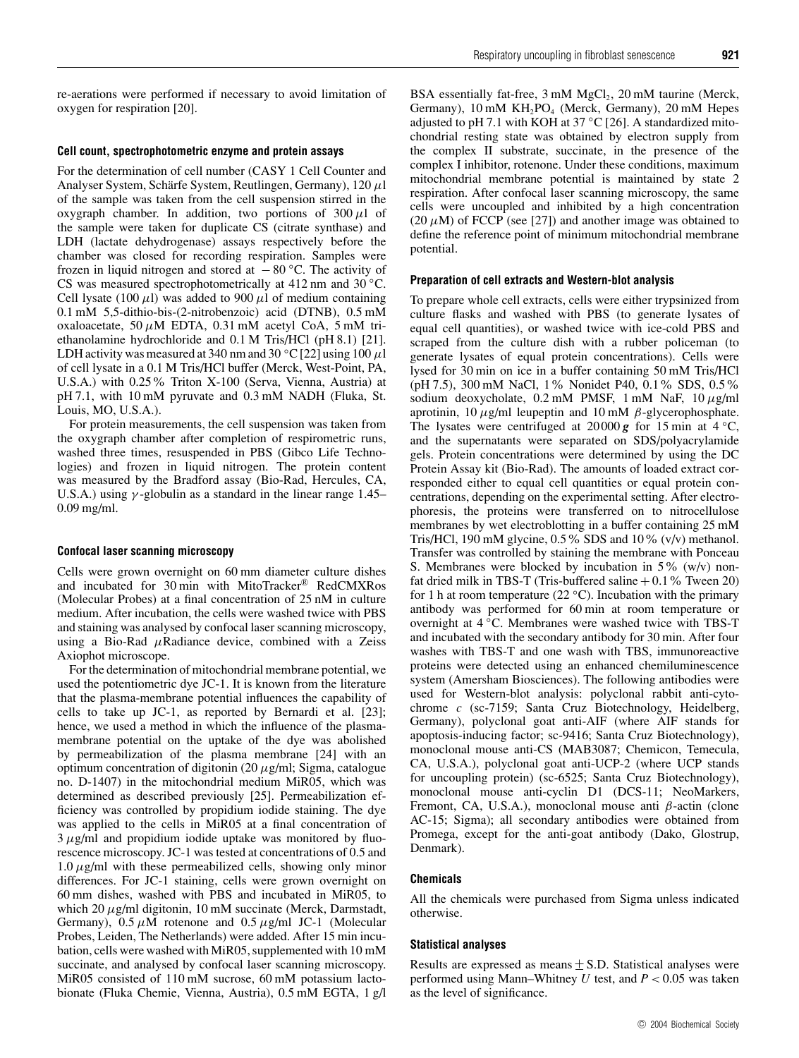re-aerations were performed if necessary to avoid limitation of oxygen for respiration [20].

#### Cell count, spectrophotometric enzyme and protein assays

For the determination of cell number (CASY 1 Cell Counter and Analyser System, Schärfe System, Reutlingen, Germany), 120 $\mu$l of the sample was taken from the cell suspension stirred in the oxygraph chamber. In addition, two portions of 300 $\mu$l of the sample were taken for duplicate CS (citrate synthase) and LDH (lactate dehydrogenase) assays respectively before the chamber was closed for recording respiration. Samples were frozen in liquid nitrogen and stored at $-80$ °C. The activity of CS was measured spectrophotometrically at 412 nm and 30 °C. Cell lysate (100 $\mu$l) was added to 900 $\mu$l of medium containing 0.1 mM 5,5-dithio-bis-(2-nitrobenzoic) acid (DTNB), 0.5 mM oxaloacetate, 50 $\mu$M EDTA, 0.31 mM acetyl CoA, 5 mM triethanolamine hydrochloride and 0.1 M Tris/HCl (pH 8.1) [21]. LDH activity was measured at 340 nm and 30 °C [22] using 100 $\mu$l of cell lysate in a 0.1 M Tris/HCl buffer (Merck, West-Point, PA, U.S.A.) with 0.25 % Triton X-100 (Serva, Vienna, Austria) at pH 7.1, with 10 mM pyruvate and 0.3 mM NADH (Fluka, St. Louis, MO, U.S.A.).

For protein measurements, the cell suspension was taken from the oxygraph chamber after completion of respirometric runs, washed three times, resuspended in PBS (Gibco Life Technologies) and frozen in liquid nitrogen. The protein content was measured by the Bradford assay (Bio-Rad, Hercules, CA, U.S.A.) using $\gamma$-globulin as a standard in the linear range 1.45–0.09 mg/ml.

#### Confocal laser scanning microscopy

Cells were grown overnight on 60 mm diameter culture dishes and incubated for 30 min with MitoTracker® RedCMXRos (Molecular Probes) at a final concentration of 25 nM in culture medium. After incubation, the cells were washed twice with PBS and staining was analysed by confocal laser scanning microscopy, using a Bio-Rad $\mu$Radiance device, combined with a Zeiss Axiophot microscope.

For the determination of mitochondrial membrane potential, we used the potentiometric dye JC-1. It is known from the literature that the plasma-membrane potential influences the capability of cells to take up JC-1, as reported by Bernardi et al. [23]; hence, we used a method in which the influence of the plasma-membrane potential on the uptake of the dye was abolished by permeabilization of the plasma membrane [24] with an optimum concentration of digitonin (20 $\mu$g/ml; Sigma, catalogue no. D-1407) in the mitochondrial medium MiR05, which was determined as described previously [25]. Permeabilization efficiency was controlled by propidium iodide staining. The dye was applied to the cells in MiR05 at a final concentration of 3 $\mu$g/ml and propidium iodide uptake was monitored by fluorescence microscopy. JC-1 was tested at concentrations of 0.5 and 1.0 $\mu$g/ml with these permeabilized cells, showing only minor differences. For JC-1 staining, cells were grown overnight on 60 mm dishes, washed with PBS and incubated in MiR05, to which 20 $\mu$g/ml digitonin, 10 mM succinate (Merck, Darmstadt, Germany), 0.5 $\mu$M rotenone and 0.5 $\mu$g/ml JC-1 (Molecular Probes, Leiden, The Netherlands) were added. After 15 min incubation, cells were washed with MiR05, supplemented with 10 mM succinate, and analysed by confocal laser scanning microscopy. MiR05 consisted of 110 mM sucrose, 60 mM potassium lactobionate (Fluka Chemie, Vienna, Austria), 0.5 mM EGTA, 1 g/l BSA essentially fat-free, 3 mM $MgCl_2$, 20 mM taurine (Merck, Germany), 10 mM $KH_2PO_4$ (Merck, Germany), 20 mM Hepes adjusted to pH 7.1 with KOH at 37 °C [26]. A standardized mitochondrial resting state was obtained by electron supply from the complex II substrate, succinate, in the presence of the complex I inhibitor, rotenone. Under these conditions, maximum mitochondrial membrane potential is maintained by state 2 respiration. After confocal laser scanning microscopy, the same cells were uncoupled and inhibited by a high concentration (20 $\mu$M) of FCCP (see [27]) and another image was obtained to define the reference point of minimum mitochondrial membrane potential.

#### Preparation of cell extracts and Western-blot analysis

To prepare whole cell extracts, cells were either trypsinized from culture flasks and washed with PBS (to generate lysates of equal cell quantities), or washed twice with ice-cold PBS and scraped from the culture dish with a rubber policeman (to generate lysates of equal protein concentrations). Cells were lysed for 30 min on ice in a buffer containing 50 mM Tris/HCl (pH 7.5), 300 mM NaCl, 1 % Nonidet P40, 0.1 % SDS, 0.5 % sodium deoxycholate, 0.2 mM PMSF, 1 mM NaF, 10 $\mu$g/ml aprotinin, 10 $\mu$g/ml leupeptin and 10 mM $\beta$-glycerophosphate. The lysates were centrifuged at 20000 ***g*** for 15 min at 4 °C, and the supernatants were separated on SDS/polyacrylamide gels. Protein concentrations were determined by using the DC Protein Assay kit (Bio-Rad). The amounts of loaded extract corresponded either to equal cell quantities or equal protein concentrations, depending on the experimental setting. After electrophoresis, the proteins were transferred on to nitrocellulose membranes by wet electroblotting in a buffer containing 25 mM Tris/HCl, 190 mM glycine, 0.5 % SDS and 10 % (v/v) methanol. Transfer was controlled by staining the membrane with Ponceau S. Membranes were blocked by incubation in 5 % (w/v) non-fat dried milk in TBS-T (Tris-buffered saline + 0.1 % Tween 20) for 1 h at room temperature (22 °C). Incubation with the primary antibody was performed for 60 min at room temperature or overnight at 4 °C. Membranes were washed twice with TBS-T and incubated with the secondary antibody for 30 min. After four washes with TBS-T and one wash with TBS, immunoreactive proteins were detected using an enhanced chemiluminescence system (Amersham Biosciences). The following antibodies were used for Western-blot analysis: polyclonal rabbit anti-cytochrome *c* (sc-7159; Santa Cruz Biotechnology, Heidelberg, Germany), polyclonal goat anti-AIF (where AIF stands for apoptosis-inducing factor; sc-9416; Santa Cruz Biotechnology), monoclonal mouse anti-CS (MAB3087; Chemicon, Temecula, CA, U.S.A.), polyclonal goat anti-UCP-2 (where UCP stands for uncoupling protein) (sc-6525; Santa Cruz Biotechnology), monoclonal mouse anti-cyclin D1 (DCS-11; NeoMarkers, Fremont, CA, U.S.A.), monoclonal mouse anti $\beta$-actin (clone AC-15; Sigma); all secondary antibodies were obtained from Promega, except for the anti-goat antibody (Dako, Glostrup, Denmark).

#### Chemicals

All the chemicals were purchased from Sigma unless indicated otherwise.

#### Statistical analyses

Results are expressed as means ± S.D. Statistical analyses were performed using Mann–Whitney *U* test, and $P < 0.05$ was taken as the level of significance.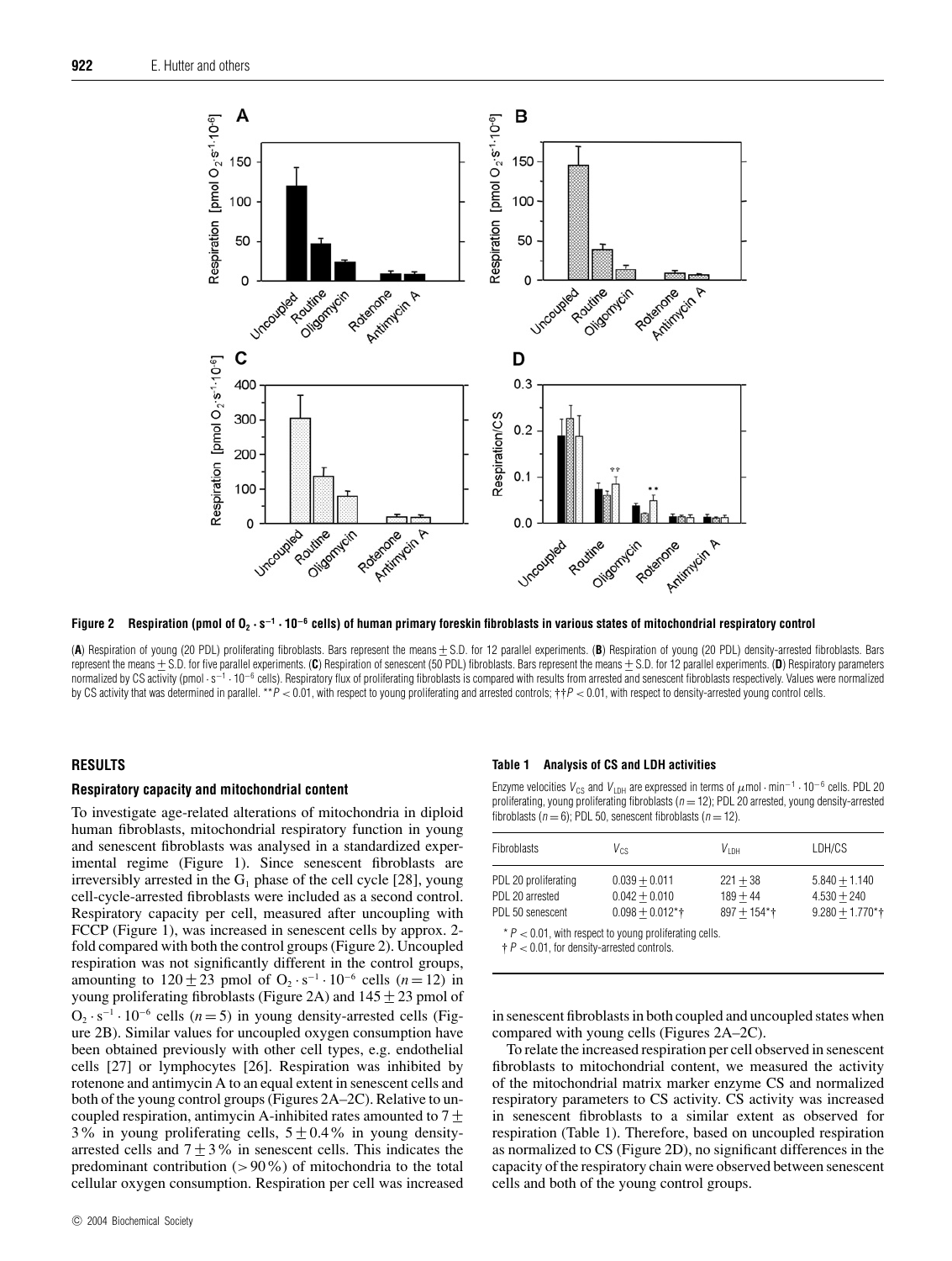**Figure 2 Respiration (pmol of $O_2 \cdot s^{-1} \cdot 10^{-6}$ cells) of human primary foreskin fibroblasts in various states of mitochondrial respiratory control**

(**A**) Respiration of young (20 PDL) proliferating fibroblasts. Bars represent the means ± S.D. for 12 parallel experiments. (**B**) Respiration of young (20 PDL) density-arrested fibroblasts. Bars represent the means ± S.D. for five parallel experiments. (**C**) Respiration of senescent (50 PDL) fibroblasts. Bars represent the means ± S.D. for 12 parallel experiments. (**D**) Respiratory parameters normalized by CS activity (pmol $\cdot s^{-1} \cdot 10^{-6}$ cells). Respiratory flux of proliferating fibroblasts is compared with results from arrested and senescent fibroblasts respectively. Values were normalized by CS activity that was determined in parallel. ** $P < 0.01$, with respect to young proliferating and arrested controls; †† $P < 0.01$, with respect to density-arrested young control cells.

## RESULTS

### Respiratory capacity and mitochondrial content

To investigate age-related alterations of mitochondria in diploid human fibroblasts, mitochondrial respiratory function in young and senescent fibroblasts was analysed in a standardized experimental regime (Figure 1). Since senescent fibroblasts are irreversibly arrested in the $G_1$ phase of the cell cycle [28], young cell-cycle-arrested fibroblasts were included as a second control. Respiratory capacity per cell, measured after uncoupling with FCCP (Figure 1), was increased in senescent cells by approx. 2-fold compared with both the control groups (Figure 2). Uncoupled respiration was not significantly different in the control groups, amounting to $120 \pm 23$ pmol of $O_2 \cdot s^{-1} \cdot 10^{-6}$ cells ($n = 12$) in young proliferating fibroblasts (Figure 2A) and $145 \pm 23$ pmol of $O_2 \cdot s^{-1} \cdot 10^{-6}$ cells ($n = 5$) in young density-arrested cells (Figure 2B). Similar values for uncoupled oxygen consumption have been obtained previously with other cell types, e.g. endothelial cells [27] or lymphocytes [26]. Respiration was inhibited by rotenone and antimycin A to an equal extent in senescent cells and both of the young control groups (Figures 2A–2C). Relative to uncoupled respiration, antimycin A-inhibited rates amounted to $7 \pm 3$% in young proliferating cells, $5 \pm 0.4$% in young density-arrested cells and $7 \pm 3$% in senescent cells. This indicates the predominant contribution (> 90%) of mitochondria to the total cellular oxygen consumption. Respiration per cell was increased in senescent fibroblasts in both coupled and uncoupled states when compared with young cells (Figures 2A–2C).

To relate the increased respiration per cell observed in senescent fibroblasts to mitochondrial content, we measured the activity of the mitochondrial matrix marker enzyme CS and normalized respiratory parameters to CS activity. CS activity was increased in senescent fibroblasts to a similar extent as observed for respiration (Table 1). Therefore, based on uncoupled respiration as normalized to CS (Figure 2D), no significant differences in the capacity of the respiratory chain were observed between senescent cells and both of the young control groups.

**Table 1 Analysis of CS and LDH activities**

Enzyme velocities $V_{CS}$ and $V_{LDH}$ are expressed in terms of $\mu$mol $\cdot$ min$^{-1}$ $\cdot$ $10^{-6}$ cells. PDL 20 proliferating, young proliferating fibroblasts ($n = 12$); PDL 20 arrested, young density-arrested fibroblasts ($n = 6$); PDL 50, senescent fibroblasts ($n = 12$).

| Fibroblasts | $V_{CS}$ | $V_{LDH}$ | LDH/CS |
|---|---|---|---|
| PDL 20 proliferating | $0.039 \pm 0.011$ | $221 \pm 38$ | $5.840 \pm 1.140$ |
| PDL 20 arrested | $0.042 \pm 0.010$ | $189 \pm 44$ | $4.530 \pm 240$ |
| PDL 50 senescent | $0.098 \pm 0.012$*† | $897 \pm 154$*† | $9.280 \pm 1.770$*† |

* $P < 0.01$, with respect to young proliferating cells.
† $P < 0.01$, for density-arrested controls.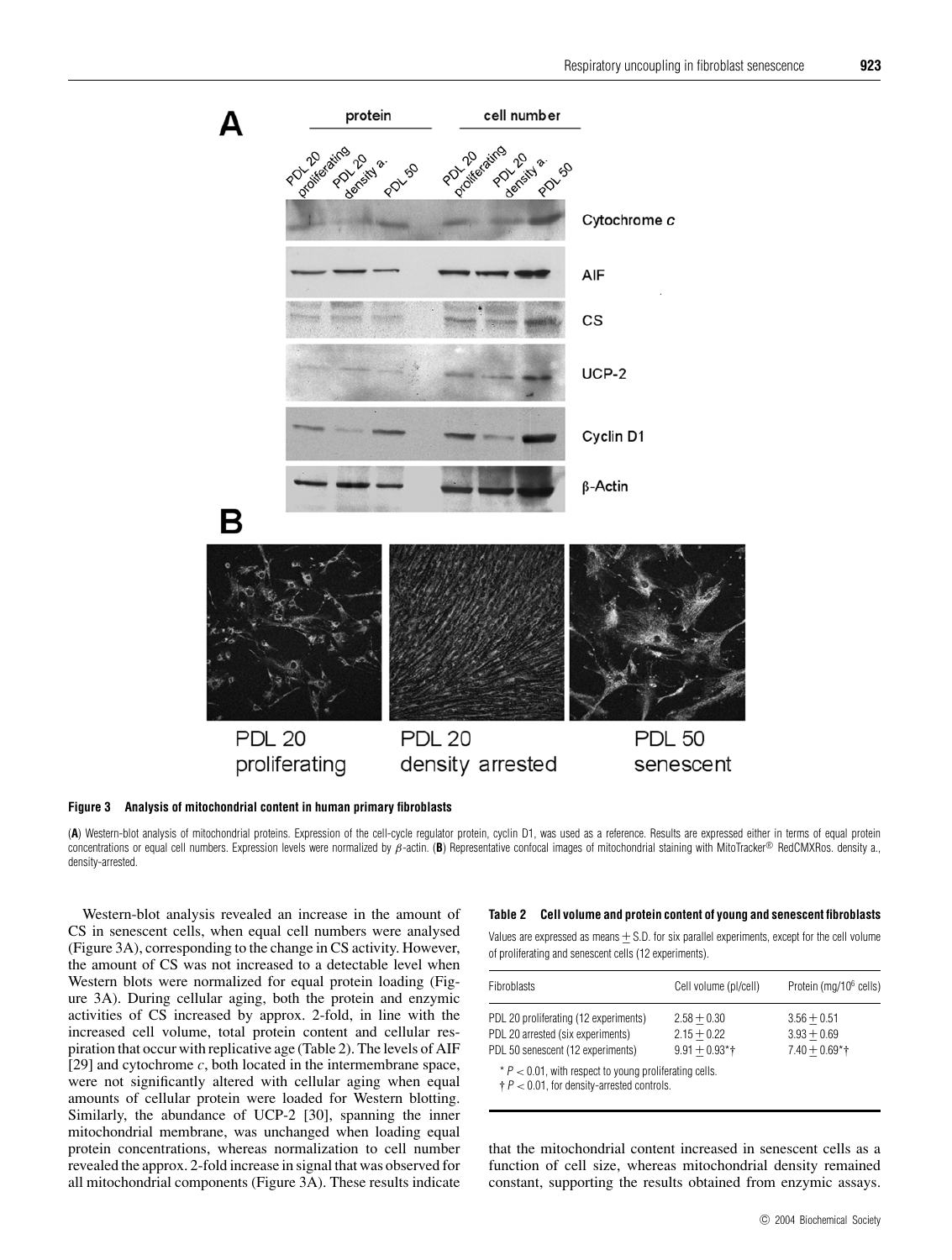**Figure 3 Analysis of mitochondrial content in human primary fibroblasts**

(**A**) Western-blot analysis of mitochondrial proteins. Expression of the cell-cycle regulator protein, cyclin D1, was used as a reference. Results are expressed either in terms of equal protein concentrations or equal cell numbers. Expression levels were normalized by $\beta$-actin. (**B**) Representative confocal images of mitochondrial staining with MitoTracker® RedCMXRos. density a., density-arrested.

Western-blot analysis revealed an increase in the amount of CS in senescent cells, when equal cell numbers were analysed (Figure 3A), corresponding to the change in CS activity. However, the amount of CS was not increased to a detectable level when Western blots were normalized for equal protein loading (Figure 3A). During cellular aging, both the protein and enzymic activities of CS increased by approx. 2-fold, in line with the increased cell volume, total protein content and cellular respiration that occur with replicative age (Table 2). The levels of AIF [29] and cytochrome *c*, both located in the intermembrane space, were not significantly altered with cellular aging when equal amounts of cellular protein were loaded for Western blotting. Similarly, the abundance of UCP-2 [30], spanning the inner mitochondrial membrane, was unchanged when loading equal protein concentrations, whereas normalization to cell number revealed the approx. 2-fold increase in signal that was observed for all mitochondrial components (Figure 3A). These results indicate that the mitochondrial content increased in senescent cells as a function of cell size, whereas mitochondrial density remained constant, supporting the results obtained from enzymic assays.

**Table 2 Cell volume and protein content of young and senescent fibroblasts**

Values are expressed as means ± S.D. for six parallel experiments, except for the cell volume of proliferating and senescent cells (12 experiments).

| Fibroblasts | Cell volume (pl/cell) | Protein (mg/$10^6$ cells) |
|---|---|---|
| PDL 20 proliferating (12 experiments) | $2.58 \pm 0.30$ | $3.56 \pm 0.51$ |
| PDL 20 arrested (six experiments) | $2.15 \pm 0.22$ | $3.93 \pm 0.69$ |
| PDL 50 senescent (12 experiments) | $9.91 \pm 0.93$*† | $7.40 \pm 0.69$*† |

* $P < 0.01$, with respect to young proliferating cells.
† $P < 0.01$, for density-arrested controls.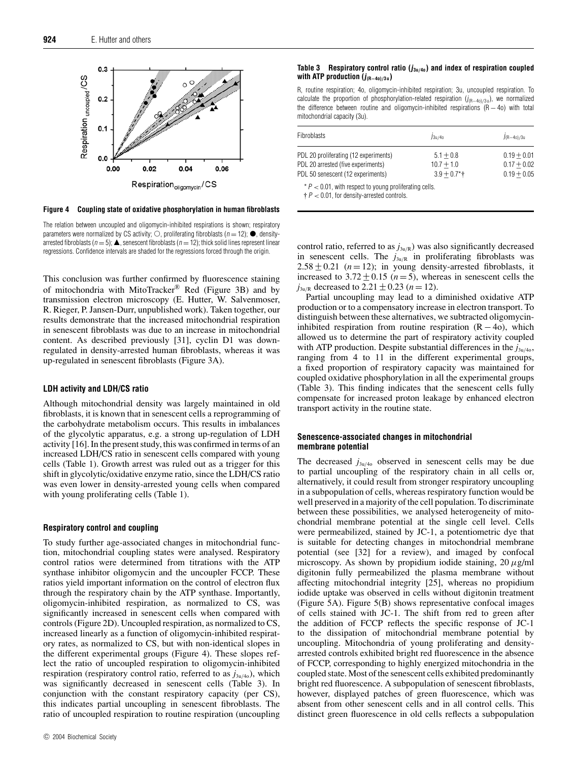**Figure 4 Coupling state of oxidative phosphorylation in human fibroblasts**

The relation between uncoupled and oligomycin-inhibited respirations is shown; respiratory parameters were normalized by CS activity; ○, proliferating fibroblasts ($n = 12$); ●, density-arrested fibroblasts ($n = 5$); ▲, senescent fibroblasts ($n = 12$); thick solid lines represent linear regressions. Confidence intervals are shaded for the regressions forced through the origin.

This conclusion was further confirmed by fluorescence staining of mitochondria with MitoTracker® Red (Figure 3B) and by transmission electron microscopy (E. Hutter, W. Salvenmoser, R. Rieger, P. Jansen-Durr, unpublished work). Taken together, our results demonstrate that the increased mitochondrial respiration in senescent fibroblasts was due to an increase in mitochondrial content. As described previously [31], cyclin D1 was down-regulated in density-arrested human fibroblasts, whereas it was up-regulated in senescent fibroblasts (Figure 3A).

### LDH activity and LDH/CS ratio

Although mitochondrial density was largely maintained in old fibroblasts, it is known that in senescent cells a reprogramming of the carbohydrate metabolism occurs. This results in imbalances of the glycolytic apparatus, e.g. a strong up-regulation of LDH activity [16]. In the present study, this was confirmed in terms of an increased LDH/CS ratio in senescent cells compared with young cells (Table 1). Growth arrest was ruled out as a trigger for this shift in glycolytic/oxidative enzyme ratio, since the LDH/CS ratio was even lower in density-arrested young cells when compared with young proliferating cells (Table 1).

### Respiratory control and coupling

To study further age-associated changes in mitochondrial function, mitochondrial coupling states were analysed. Respiratory control ratios were determined from titrations with the ATP synthase inhibitor oligomycin and the uncoupler FCCP. These ratios yield important information on the control of electron flux through the respiratory chain by the ATP synthase. Importantly, oligomycin-inhibited respiration, as normalized to CS, was significantly increased in senescent cells when compared with controls (Figure 2D). Uncoupled respiration, as normalized to CS, increased linearly as a function of oligomycin-inhibited respiratory rates, as normalized to CS, but with non-identical slopes in the different experimental groups (Figure 4). These slopes reflect the ratio of uncoupled respiration to oligomycin-inhibited respiration (respiratory control ratio, referred to as $j_{3u/4o}$), which was significantly decreased in senescent cells (Table 3). In conjunction with the constant respiratory capacity (per CS), this indicates partial uncoupling in senescent fibroblasts. The ratio of uncoupled respiration to routine respiration (uncoupling control ratio, referred to as $j_{3u/R}$) was also significantly decreased in senescent cells. The $j_{3u/R}$ in proliferating fibroblasts was $2.58 \pm 0.21$ ($n = 12$); in young density-arrested fibroblasts, it increased to $3.72 \pm 0.15$ ($n = 5$), whereas in senescent cells the $j_{3u/R}$ decreased to $2.21 \pm 0.23$ ($n = 12$).

**Table 3 Respiratory control ratio ($j_{3u/4o}$) and index of respiration coupled with ATP production ($j_{(R-4o)/3u}$)**

R, routine respiration; 4o, oligomycin-inhibited respiration; 3u, uncoupled respiration. To calculate the proportion of phosphorylation-related respiration ($j_{(R-4o)/3u}$), we normalized the difference between routine and oligomycin-inhibited respirations (R − 4o) with total mitochondrial capacity (3u).

| Fibroblasts | $j_{3u/4o}$ | $j_{(R-4o)/3u}$ |
|---|---|---|
| PDL 20 proliferating (12 experiments) | $5.1 \pm 0.8$ | $0.19 \pm 0.01$ |
| PDL 20 arrested (five experiments) | $10.7 \pm 1.0$ | $0.17 \pm 0.02$ |
| PDL 50 senescent (12 experiments) | $3.9 \pm 0.7$*† | $0.19 \pm 0.05$ |

* $P < 0.01$, with respect to young proliferating cells.
† $P < 0.01$, for density-arrested controls.

Partial uncoupling may lead to a diminished oxidative ATP production or to a compensatory increase in electron transport. To distinguish between these alternatives, we subtracted oligomycin-inhibited respiration from routine respiration (R − 4o), which allowed us to determine the part of respiratory activity coupled with ATP production. Despite substantial differences in the $j_{3u/4o}$, ranging from 4 to 11 in the different experimental groups, a fixed proportion of respiratory capacity was maintained for coupled oxidative phosphorylation in all the experimental groups (Table 3). This finding indicates that the senescent cells fully compensate for increased proton leakage by enhanced electron transport activity in the routine state.

### Senescence-associated changes in mitochondrial membrane potential

The decreased $j_{3u/4o}$ observed in senescent cells may be due to partial uncoupling of the respiratory chain in all cells or, alternatively, it could result from stronger respiratory uncoupling in a subpopulation of cells, whereas respiratory function would be well preserved in a majority of the cell population. To discriminate between these possibilities, we analysed heterogeneity of mitochondrial membrane potential at the single cell level. Cells were permeabilized, stained by JC-1, a potentiometric dye that is suitable for detecting changes in mitochondrial membrane potential (see [32] for a review), and imaged by confocal microscopy. As shown by propidium iodide staining, 20 $\mu$g/ml digitonin fully permeabilized the plasma membrane without affecting mitochondrial integrity [25], whereas no propidium iodide uptake was observed in cells without digitonin treatment (Figure 5A). Figure 5(B) shows representative confocal images of cells stained with JC-1. The shift from red to green after the addition of FCCP reflects the specific response of JC-1 to the dissipation of mitochondrial membrane potential by uncoupling. Mitochondria of young proliferating and density-arrested controls exhibited bright red fluorescence in the absence of FCCP, corresponding to highly energized mitochondria in the coupled state. Most of the senescent cells exhibited predominantly bright red fluorescence. A subpopulation of senescent fibroblasts, however, displayed patches of green fluorescence, which was absent from other senescent cells and in all control cells. This distinct green fluorescence in old cells reflects a subpopulation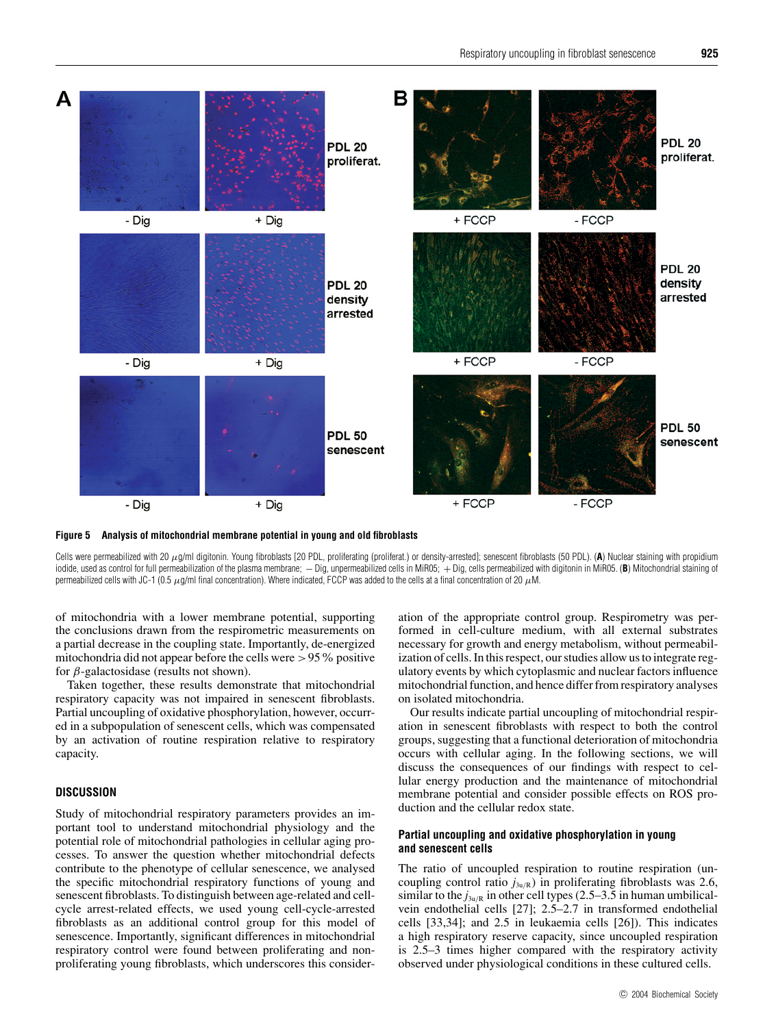**Figure 5 Analysis of mitochondrial membrane potential in young and old fibroblasts**

Cells were permeabilized with 20 $\mu$g/ml digitonin. Young fibroblasts [20 PDL, proliferating (proliferat.) or density-arrested]; senescent fibroblasts (50 PDL). (**A**) Nuclear staining with propidium iodide, used as control for full permeabilization of the plasma membrane; − Dig, unpermeabilized cells in MiR05; + Dig, cells permeabilized with digitonin in MiR05. (**B**) Mitochondrial staining of permeabilized cells with JC-1 (0.5 $\mu$g/ml final concentration). Where indicated, FCCP was added to the cells at a final concentration of 20 $\mu$M.

of mitochondria with a lower membrane potential, supporting the conclusions drawn from the respirometric measurements on a partial decrease in the coupling state. Importantly, de-energized mitochondria did not appear before the cells were > 95 % positive for $\beta$-galactosidase (results not shown).

Taken together, these results demonstrate that mitochondrial respiratory capacity was not impaired in senescent fibroblasts. Partial uncoupling of oxidative phosphorylation, however, occurred in a subpopulation of senescent cells, which was compensated by an activation of routine respiration relative to respiratory capacity.

## DISCUSSION

Study of mitochondrial respiratory parameters provides an important tool to understand mitochondrial physiology and the potential role of mitochondrial pathologies in cellular aging processes. To answer the question whether mitochondrial defects contribute to the phenotype of cellular senescence, we analysed the specific mitochondrial respiratory functions of young and senescent fibroblasts. To distinguish between age-related and cell-cycle arrest-related effects, we used young cell-cycle-arrested fibroblasts as an additional control group for this model of senescence. Importantly, significant differences in mitochondrial respiratory control were found between proliferating and non-proliferating young fibroblasts, which underscores this consideration of the appropriate control group. Respirometry was performed in cell-culture medium, with all external substrates necessary for growth and energy metabolism, without permeabilization of cells. In this respect, our studies allow us to integrate regulatory events by which cytoplasmic and nuclear factors influence mitochondrial function, and hence differ from respiratory analyses on isolated mitochondria.

Our results indicate partial uncoupling of mitochondrial respiration in senescent fibroblasts with respect to both the control groups, suggesting that a functional deterioration of mitochondria occurs with cellular aging. In the following sections, we will discuss the consequences of our findings with respect to cellular energy production and the maintenance of mitochondrial membrane potential and consider possible effects on ROS production and the cellular redox state.

### Partial uncoupling and oxidative phosphorylation in young and senescent cells

The ratio of uncoupled respiration to routine respiration (uncoupling control ratio $j_{3u/R}$) in proliferating fibroblasts was 2.6, similar to the $j_{3u/R}$ in other cell types (2.5–3.5 in human umbilical-vein endothelial cells [27]; 2.5–2.7 in transformed endothelial cells [33,34]; and 2.5 in leukaemia cells [26]). This indicates a high respiratory reserve capacity, since uncoupled respiration is 2.5–3 times higher compared with the respiratory activity observed under physiological conditions in these cultured cells.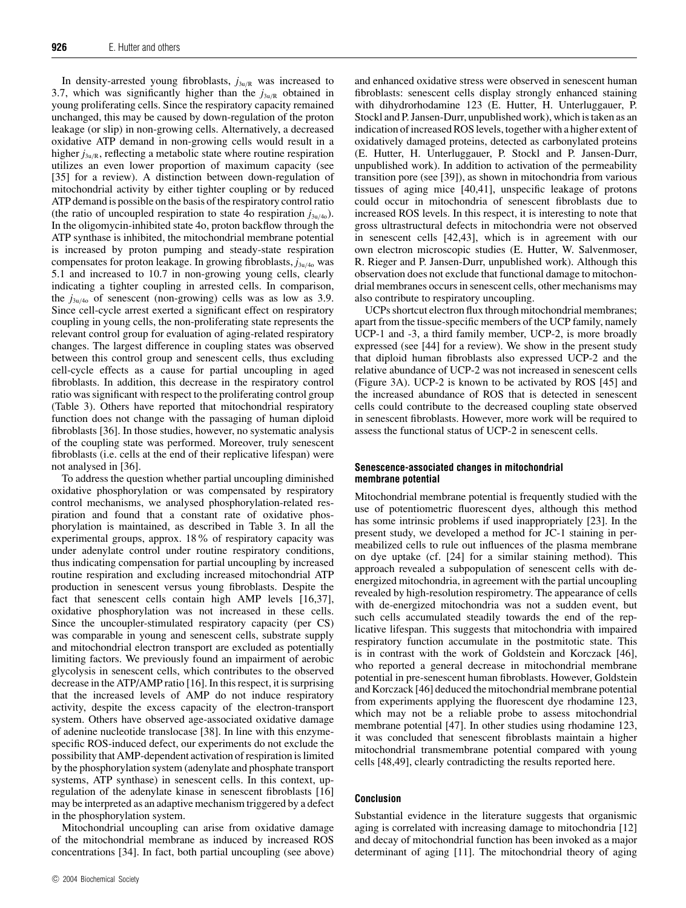In density-arrested young fibroblasts, $j_{3u/R}$ was increased to 3.7, which was significantly higher than the $j_{3u/R}$ obtained in young proliferating cells. Since the respiratory capacity remained unchanged, this may be caused by down-regulation of the proton leakage (or slip) in non-growing cells. Alternatively, a decreased oxidative ATP demand in non-growing cells would result in a higher $j_{3u/R}$, reflecting a metabolic state where routine respiration utilizes an even lower proportion of maximum capacity (see [35] for a review). A distinction between down-regulation of mitochondrial activity by either tighter coupling or by reduced ATP demand is possible on the basis of the respiratory control ratio (the ratio of uncoupled respiration to state 4o respiration $j_{3u/4o}$). In the oligomycin-inhibited state 4o, proton backflow through the ATP synthase is inhibited, the mitochondrial membrane potential is increased by proton pumping and steady-state respiration compensates for proton leakage. In growing fibroblasts, $j_{3u/4o}$ was 5.1 and increased to 10.7 in non-growing young cells, clearly indicating a tighter coupling in arrested cells. In comparison, the $j_{3u/4o}$ of senescent (non-growing) cells was as low as 3.9. Since cell-cycle arrest exerted a significant effect on respiratory coupling in young cells, the non-proliferating state represents the relevant control group for evaluation of aging-related respiratory changes. The largest difference in coupling states was observed between this control group and senescent cells, thus excluding cell-cycle effects as a cause for partial uncoupling in aged fibroblasts. In addition, this decrease in the respiratory control ratio was significant with respect to the proliferating control group (Table 3). Others have reported that mitochondrial respiratory function does not change with the passaging of human diploid fibroblasts [36]. In those studies, however, no systematic analysis of the coupling state was performed. Moreover, truly senescent fibroblasts (i.e. cells at the end of their replicative lifespan) were not analysed in [36].

To address the question whether partial uncoupling diminished oxidative phosphorylation or was compensated by respiratory control mechanisms, we analysed phosphorylation-related respiration and found that a constant rate of oxidative phosphorylation is maintained, as described in Table 3. In all the experimental groups, approx. 18% of respiratory capacity was under adenylate control under routine respiratory conditions, thus indicating compensation for partial uncoupling by increased routine respiration and excluding increased mitochondrial ATP production in senescent versus young fibroblasts. Despite the fact that senescent cells contain high AMP levels [16,37], oxidative phosphorylation was not increased in these cells. Since the uncoupler-stimulated respiratory capacity (per CS) was comparable in young and senescent cells, substrate supply and mitochondrial electron transport are excluded as potentially limiting factors. We previously found an impairment of aerobic glycolysis in senescent cells, which contributes to the observed decrease in the ATP/AMP ratio [16]. In this respect, it is surprising that the increased levels of AMP do not induce respiratory activity, despite the excess capacity of the electron-transport system. Others have observed age-associated oxidative damage of adenine nucleotide translocase [38]. In line with this enzyme-specific ROS-induced defect, our experiments do not exclude the possibility that AMP-dependent activation of respiration is limited by the phosphorylation system (adenylate and phosphate transport systems, ATP synthase) in senescent cells. In this context, up-regulation of the adenylate kinase in senescent fibroblasts [16] may be interpreted as an adaptive mechanism triggered by a defect in the phosphorylation system.

Mitochondrial uncoupling can arise from oxidative damage of the mitochondrial membrane as induced by increased ROS concentrations [34]. In fact, both partial uncoupling (see above) and enhanced oxidative stress were observed in senescent human fibroblasts: senescent cells display strongly enhanced staining with dihydrorhodamine 123 (E. Hutter, H. Unterluggauer, P. Stockl and P. Jansen-Durr, unpublished work), which is taken as an indication of increased ROS levels, together with a higher extent of oxidatively damaged proteins, detected as carbonylated proteins (E. Hutter, H. Unterluggauer, P. Stockl and P. Jansen-Durr, unpublished work). In addition to activation of the permeability transition pore (see [39]), as shown in mitochondria from various tissues of aging mice [40,41], unspecific leakage of protons could occur in mitochondria of senescent fibroblasts due to increased ROS levels. In this respect, it is interesting to note that gross ultrastructural defects in mitochondria were not observed in senescent cells [42,43], which is in agreement with our own electron microscopic studies (E. Hutter, W. Salvenmoser, R. Rieger and P. Jansen-Durr, unpublished work). Although this observation does not exclude that functional damage to mitochondrial membranes occurs in senescent cells, other mechanisms may also contribute to respiratory uncoupling.

UCPs shortcut electron flux through mitochondrial membranes; apart from the tissue-specific members of the UCP family, namely UCP-1 and -3, a third family member, UCP-2, is more broadly expressed (see [44] for a review). We show in the present study that diploid human fibroblasts also expressed UCP-2 and the relative abundance of UCP-2 was not increased in senescent cells (Figure 3A). UCP-2 is known to be activated by ROS [45] and the increased abundance of ROS that is detected in senescent cells could contribute to the decreased coupling state observed in senescent fibroblasts. However, more work will be required to assess the functional status of UCP-2 in senescent cells.

### Senescence-associated changes in mitochondrial membrane potential

Mitochondrial membrane potential is frequently studied with the use of potentiometric fluorescent dyes, although this method has some intrinsic problems if used inappropriately [23]. In the present study, we developed a method for JC-1 staining in permeabilized cells to rule out influences of the plasma membrane on dye uptake (cf. [24] for a similar staining method). This approach revealed a subpopulation of senescent cells with de-energized mitochondria, in agreement with the partial uncoupling revealed by high-resolution respirometry. The appearance of cells with de-energized mitochondria was not a sudden event, but such cells accumulated steadily towards the end of the replicative lifespan. This suggests that mitochondria with impaired respiratory function accumulate in the postmitotic state. This is in contrast with the work of Goldstein and Korczack [46], who reported a general decrease in mitochondrial membrane potential in pre-senescent human fibroblasts. However, Goldstein and Korczack [46] deduced the mitochondrial membrane potential from experiments applying the fluorescent dye rhodamine 123, which may not be a reliable probe to assess mitochondrial membrane potential [47]. In other studies using rhodamine 123, it was concluded that senescent fibroblasts maintain a higher mitochondrial transmembrane potential compared with young cells [48,49], clearly contradicting the results reported here.

### Conclusion

Substantial evidence in the literature suggests that organismic aging is correlated with increasing damage to mitochondria [12] and decay of mitochondrial function has been invoked as a major determinant of aging [11]. The mitochondrial theory of aging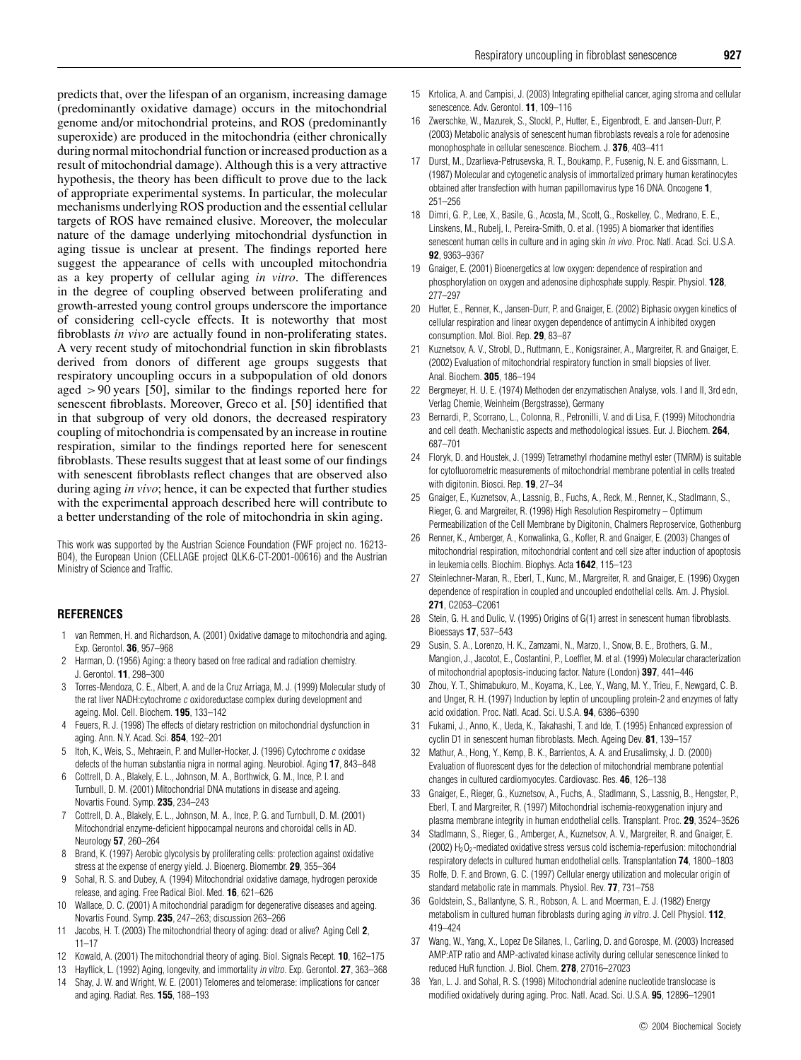predicts that, over the lifespan of an organism, increasing damage (predominantly oxidative damage) occurs in the mitochondrial genome and/or mitochondrial proteins, and ROS (predominantly superoxide) are produced in the mitochondria (either chronically during normal mitochondrial function or increased production as a result of mitochondrial damage). Although this is a very attractive hypothesis, the theory has been difficult to prove due to the lack of appropriate experimental systems. In particular, the molecular mechanisms underlying ROS production and the essential cellular targets of ROS have remained elusive. Moreover, the molecular nature of the damage underlying mitochondrial dysfunction in aging tissue is unclear at present. The findings reported here suggest the appearance of cells with uncoupled mitochondria as a key property of cellular aging *in vitro*. The differences in the degree of coupling observed between proliferating and growth-arrested young control groups underscore the importance of considering cell-cycle effects. It is noteworthy that most fibroblasts *in vivo* are actually found in non-proliferating states. A very recent study of mitochondrial function in skin fibroblasts derived from donors of different age groups suggests that respiratory uncoupling occurs in a subpopulation of old donors aged $>90$ years [50], similar to the findings reported here for senescent fibroblasts. Moreover, Greco et al. [50] identified that in that subgroup of very old donors, the decreased respiratory coupling of mitochondria is compensated by an increase in routine respiration, similar to the findings reported here for senescent fibroblasts. These results suggest that at least some of our findings with senescent fibroblasts reflect changes that are observed also during aging *in vivo*; hence, it can be expected that further studies with the experimental approach described here will contribute to a better understanding of the role of mitochondria in skin aging.

This work was supported by the Austrian Science Foundation (FWF project no. 16213-B04), the European Union (CELLAGE project QLK.6-CT-2001-00616) and the Austrian Ministry of Science and Traffic.

## REFERENCES

1. van Remmen, H. and Richardson, A. (2001) Oxidative damage to mitochondria and aging. Exp. Gerontol. **36**, 957–968
2. Harman, D. (1956) Aging: a theory based on free radical and radiation chemistry. J. Gerontol. **11**, 298–300
3. Torres-Mendoza, C. E., Albert, A. and de la Cruz Arriaga, M. J. (1999) Molecular study of the rat liver NADH:cytochrome *c* oxidoreductase complex during development and ageing. Mol. Cell. Biochem. **195**, 133–142
4. Feuers, R. J. (1998) The effects of dietary restriction on mitochondrial dysfunction in aging. Ann. N.Y. Acad. Sci. **854**, 192–201
5. Itoh, K., Weis, S., Mehraein, P. and Muller-Hocker, J. (1996) Cytochrome *c* oxidase defects of the human substantia nigra in normal aging. Neurobiol. Aging **17**, 843–848
6. Cottrell, D. A., Blakely, E. L., Johnson, M. A., Borthwick, G. M., Ince, P. I. and Turnbull, D. M. (2001) Mitochondrial DNA mutations in disease and ageing. Novartis Found. Symp. **235**, 234–243
7. Cottrell, D. A., Blakely, E. L., Johnson, M. A., Ince, P. G. and Turnbull, D. M. (2001) Mitochondrial enzyme-deficient hippocampal neurons and choroidal cells in AD. Neurology **57**, 260–264
8. Brand, K. (1997) Aerobic glycolysis by proliferating cells: protection against oxidative stress at the expense of energy yield. J. Bioenerg. Biomembr. **29**, 355–364
9. Sohal, R. S. and Dubey, A. (1994) Mitochondrial oxidative damage, hydrogen peroxide release, and aging. Free Radical Biol. Med. **16**, 621–626
10. Wallace, D. C. (2001) A mitochondrial paradigm for degenerative diseases and ageing. Novartis Found. Symp. **235**, 247–263; discussion 263–266
11. Jacobs, H. T. (2003) The mitochondrial theory of aging: dead or alive? Aging Cell **2**, 11–17
12. Kowald, A. (2001) The mitochondrial theory of aging. Biol. Signals Recept. **10**, 162–175
13. Hayflick, L. (1992) Aging, longevity, and immortality *in vitro*. Exp. Gerontol. **27**, 363–368
14. Shay, J. W. and Wright, W. E. (2001) Telomeres and telomerase: implications for cancer and aging. Radiat. Res. **155**, 188–193
15. Krtolica, A. and Campisi, J. (2003) Integrating epithelial cancer, aging stroma and cellular senescence. Adv. Gerontol. **11**, 109–116
16. Zwerschke, W., Mazurek, S., Stockl, P., Hutter, E., Eigenbrodt, E. and Jansen-Durr, P. (2003) Metabolic analysis of senescent human fibroblasts reveals a role for adenosine monophosphate in cellular senescence. Biochem. J. **376**, 403–411
17. Durst, M., Dzarlieva-Petrusevska, R. T., Boukamp, P., Fusenig, N. E. and Gissmann, L. (1987) Molecular and cytogenetic analysis of immortalized primary human keratinocytes obtained after transfection with human papillomavirus type 16 DNA. Oncogene **1**, 251–256
18. Dimri, G. P., Lee, X., Basile, G., Acosta, M., Scott, G., Roskelley, C., Medrano, E. E., Linskens, M., Rubelj, I., Pereira-Smith, O. et al. (1995) A biomarker that identifies senescent human cells in culture and in aging skin *in vivo*. Proc. Natl. Acad. Sci. U.S.A. **92**, 9363–9367
19. Gnaiger, E. (2001) Bioenergetics at low oxygen: dependence of respiration and phosphorylation on oxygen and adenosine diphosphate supply. Respir. Physiol. **128**, 277–297
20. Hutter, E., Renner, K., Jansen-Durr, P. and Gnaiger, E. (2002) Biphasic oxygen kinetics of cellular respiration and linear oxygen dependence of antimycin A inhibited oxygen consumption. Mol. Biol. Rep. **29**, 83–87
21. Kuznetsov, A. V., Strobl, D., Ruttmann, E., Konigsrainer, A., Margreiter, R. and Gnaiger, E. (2002) Evaluation of mitochondrial respiratory function in small biopsies of liver. Anal. Biochem. **305**, 186–194
22. Bergmeyer, H. U. E. (1974) Methoden der enzymatischen Analyse, vols. I and II, 3rd edn, Verlag Chemie, Weinheim (Bergstrasse), Germany
23. Bernardi, P., Scorrano, L., Colonna, R., Petronilli, V. and di Lisa, F. (1999) Mitochondria and cell death. Mechanistic aspects and methodological issues. Eur. J. Biochem. **264**, 687–701
24. Floryk, D. and Houstek, J. (1999) Tetramethyl rhodamine methyl ester (TMRM) is suitable for cytofluorometric measurements of mitochondrial membrane potential in cells treated with digitonin. Biosci. Rep. **19**, 27–34
25. Gnaiger, E., Kuznetsov, A., Lassnig, B., Fuchs, A., Reck, M., Renner, K., Stadlmann, S., Rieger, G. and Margreiter, R. (1998) High Resolution Respirometry – Optimum Permeabilization of the Cell Membrane by Digitonin, Chalmers Reproservice, Gothenburg
26. Renner, K., Amberger, A., Konwalinka, G., Kofler, R. and Gnaiger, E. (2003) Changes of mitochondrial respiration, mitochondrial content and cell size after induction of apoptosis in leukemia cells. Biochim. Biophys. Acta **1642**, 115–123
27. Steinlechner-Maran, R., Eberl, T., Kunc, M., Margreiter, R. and Gnaiger, E. (1996) Oxygen dependence of respiration in coupled and uncoupled endothelial cells. Am. J. Physiol. **271**, C2053–C2061
28. Stein, G. H. and Dulic, V. (1995) Origins of G(1) arrest in senescent human fibroblasts. Bioessays **17**, 537–543
29. Susin, S. A., Lorenzo, H. K., Zamzami, N., Marzo, I., Snow, B. E., Brothers, G. M., Mangion, J., Jacotot, E., Costantini, P., Loeffler, M. et al. (1999) Molecular characterization of mitochondrial apoptosis-inducing factor. Nature (London) **397**, 441–446
30. Zhou, Y. T., Shimabukuro, M., Koyama, K., Lee, Y., Wang, M. Y., Trieu, F., Newgard, C. B. and Unger, R. H. (1997) Induction by leptin of uncoupling protein-2 and enzymes of fatty acid oxidation. Proc. Natl. Acad. Sci. U.S.A. **94**, 6386–6390
31. Fukami, J., Anno, K., Ueda, K., Takahashi, T. and Ide, T. (1995) Enhanced expression of cyclin D1 in senescent human fibroblasts. Mech. Ageing Dev. **81**, 139–157
32. Mathur, A., Hong, Y., Kemp, B. K., Barrientos, A. A. and Erusalimsky, J. D. (2000) Evaluation of fluorescent dyes for the detection of mitochondrial membrane potential changes in cultured cardiomyocytes. Cardiovasc. Res. **46**, 126–138
33. Gnaiger, E., Rieger, G., Kuznetsov, A., Fuchs, A., Stadlmann, S., Lassnig, B., Hengster, P., Eberl, T. and Margreiter, R. (1997) Mitochondrial ischemia-reoxygenation injury and plasma membrane integrity in human endothelial cells. Transplant. Proc. **29**, 3524–3526
34. Stadlmann, S., Rieger, G., Amberger, A., Kuznetsov, A. V., Margreiter, R. and Gnaiger, E. (2002) $H_2O_2$-mediated oxidative stress versus cold ischemia-reperfusion: mitochondrial respiratory defects in cultured human endothelial cells. Transplantation **74**, 1800–1803
35. Rolfe, D. F. and Brown, G. C. (1997) Cellular energy utilization and molecular origin of standard metabolic rate in mammals. Physiol. Rev. **77**, 731–758
36. Goldstein, S., Ballantyne, S. R., Robson, A. L. and Moerman, E. J. (1982) Energy metabolism in cultured human fibroblasts during aging *in vitro*. J. Cell Physiol. **112**, 419–424
37. Wang, W., Yang, X., Lopez De Silanes, I., Carling, D. and Gorospe, M. (2003) Increased AMP:ATP ratio and AMP-activated kinase activity during cellular senescence linked to reduced HuR function. J. Biol. Chem. **278**, 27016–27023
38. Yan, L. J. and Sohal, R. S. (1998) Mitochondrial adenine nucleotide translocase is modified oxidatively during aging. Proc. Natl. Acad. Sci. U.S.A. **95**, 12896–12901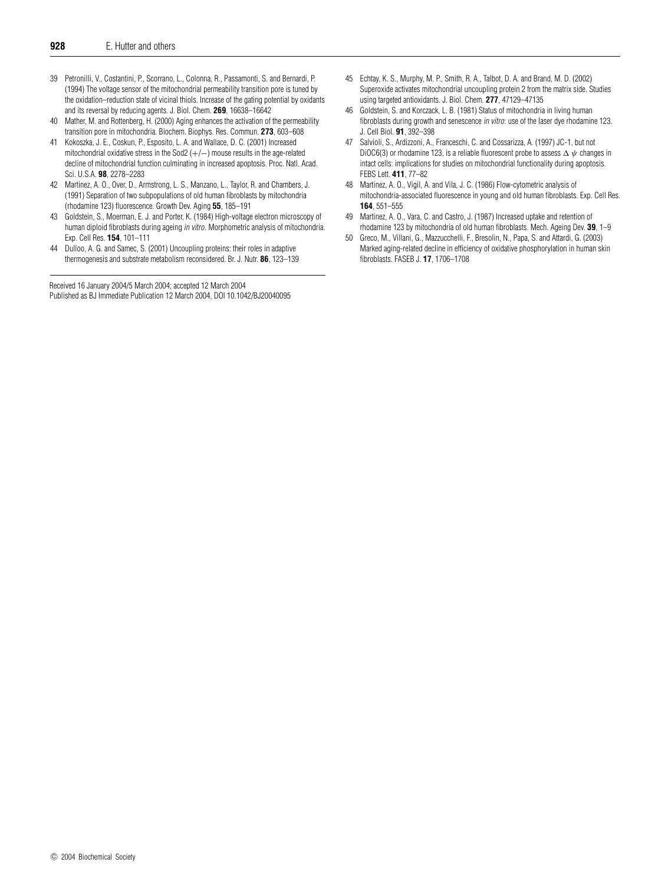39 Petronilli, V., Costantini, P., Scorrano, L., Colonna, R., Passamonti, S. and Bernardi, P. (1994) The voltage sensor of the mitochondrial permeability transition pore is tuned by the oxidation–reduction state of vicinal thiols. Increase of the gating potential by oxidants and its reversal by reducing agents. J. Biol. Chem. **269**, 16638–16642

40 Mather, M. and Rottenberg, H. (2000) Aging enhances the activation of the permeability transition pore in mitochondria. Biochem. Biophys. Res. Commun. **273**, 603–608

41 Kokoszka, J. E., Coskun, P., Esposito, L. A. and Wallace, D. C. (2001) Increased mitochondrial oxidative stress in the Sod2 (+/−) mouse results in the age-related decline of mitochondrial function culminating in increased apoptosis. Proc. Natl. Acad. Sci. U.S.A. **98**, 2278–2283

42 Martinez, A. O., Over, D., Armstrong, L. S., Manzano, L., Taylor, R. and Chambers, J. (1991) Separation of two subpopulations of old human fibroblasts by mitochondria (rhodamine 123) fluorescence. Growth Dev. Aging **55**, 185–191

43 Goldstein, S., Moerman, E. J. and Porter, K. (1984) High-voltage electron microscopy of human diploid fibroblasts during ageing *in vitro*. Morphometric analysis of mitochondria. Exp. Cell Res. **154**, 101–111

44 Dulloo, A. G. and Samec, S. (2001) Uncoupling proteins: their roles in adaptive thermogenesis and substrate metabolism reconsidered. Br. J. Nutr. **86**, 123–139

45 Echtay, K. S., Murphy, M. P., Smith, R. A., Talbot, D. A. and Brand, M. D. (2002) Superoxide activates mitochondrial uncoupling protein 2 from the matrix side. Studies using targeted antioxidants. J. Biol. Chem. **277**, 47129–47135

46 Goldstein, S. and Korczack, L. B. (1981) Status of mitochondria in living human fibroblasts during growth and senescence *in vitro*: use of the laser dye rhodamine 123. J. Cell Biol. **91**, 392–398

47 Salvioli, S., Ardizzoni, A., Franceschi, C. and Cossarizza, A. (1997) JC-1, but not DiOC6(3) or rhodamine 123, is a reliable fluorescent probe to assess $\Delta\psi$ changes in intact cells: implications for studies on mitochondrial functionality during apoptosis. FEBS Lett. **411**, 77–82

48 Martinez, A. O., Vigil, A. and Vila, J. C. (1986) Flow-cytometric analysis of mitochondria-associated fluorescence in young and old human fibroblasts. Exp. Cell Res. **164**, 551–555

49 Martinez, A. O., Vara, C. and Castro, J. (1987) Increased uptake and retention of rhodamine 123 by mitochondria of old human fibroblasts. Mech. Ageing Dev. **39**, 1–9

50 Greco, M., Villani, G., Mazzucchelli, F., Bresolin, N., Papa, S. and Attardi, G. (2003) Marked aging-related decline in efficiency of oxidative phosphorylation in human skin fibroblasts. FASEB J. **17**, 1706–1708

Received 16 January 2004/5 March 2004; accepted 12 March 2004
Published as BJ Immediate Publication 12 March 2004, DOI 10.1042/BJ20040095